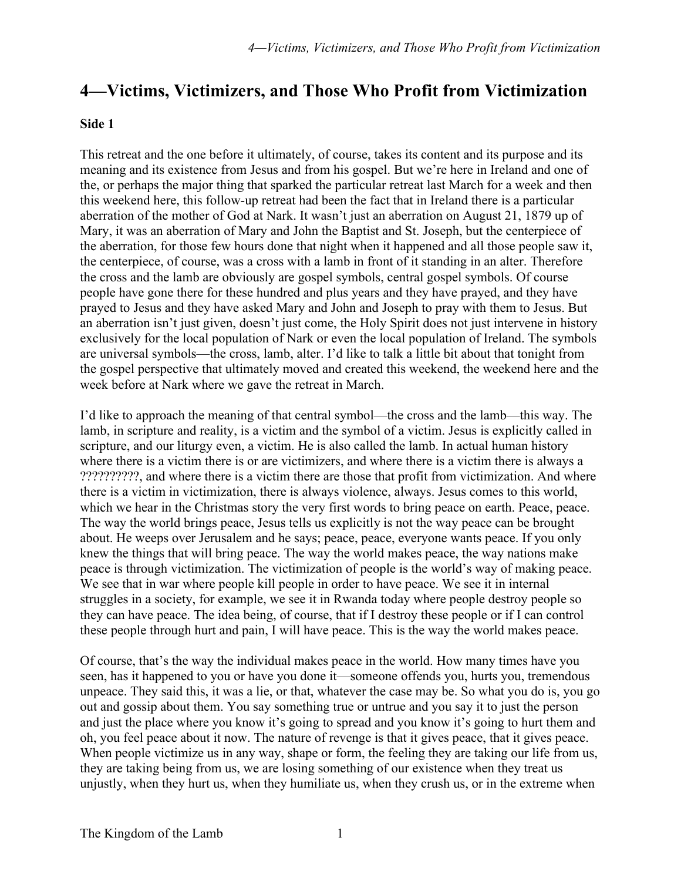# 4—Victims, Victimizers, and Those Who Profit from Victimization

**Side 1**

This retreat and the one before it ultimately, of course, takes its content and its purpose and its meaning and its existence from Jesus and from his gospel. But we're here in Ireland and one of the, or perhaps the major thing that sparked the particular retreat last March for a week and then this weekend here, this follow-up retreat had been the fact that in Ireland there is a particular aberration of the mother of God at Nark. It wasn't just an aberration on August 21, 1879 up of Mary, it was an aberration of Mary and John the Baptist and St. Joseph, but the centerpiece of the aberration, for those few hours done that night when it happened and all those people saw it, the centerpiece, of course, was a cross with a lamb in front of it standing in an alter. Therefore the cross and the lamb are obviously are gospel symbols, central gospel symbols. Of course people have gone there for these hundred and plus years and they have prayed, and they have prayed to Jesus and they have asked Mary and John and Joseph to pray with them to Jesus. But an aberration isn't just given, doesn't just come, the Holy Spirit does not just intervene in history exclusively for the local population of Nark or even the local population of Ireland. The symbols are universal symbols—the cross, lamb, alter. I'd like to talk a little bit about that tonight from the gospel perspective that ultimately moved and created this weekend, the weekend here and the week before at Nark where we gave the retreat in March.

I'd like to approach the meaning of that central symbol—the cross and the lamb—this way. The lamb, in scripture and reality, is a victim and the symbol of a victim. Jesus is explicitly called in scripture, and our liturgy even, a victim. He is also called the lamb. In actual human history where there is a victim there is or are victimizers, and where there is a victim there is always a ??????????, and where there is a victim there are those that profit from victimization. And where there is a victim in victimization, there is always violence, always. Jesus comes to this world, which we hear in the Christmas story the very first words to bring peace on earth. Peace, peace. The way the world brings peace, Jesus tells us explicitly is not the way peace can be brought about. He weeps over Jerusalem and he says; peace, peace, everyone wants peace. If you only knew the things that will bring peace. The way the world makes peace, the way nations make peace is through victimization. The victimization of people is the world's way of making peace. We see that in war where people kill people in order to have peace. We see it in internal struggles in a society, for example, we see it in Rwanda today where people destroy people so they can have peace. The idea being, of course, that if I destroy these people or if I can control these people through hurt and pain, I will have peace. This is the way the world makes peace.

Of course, that's the way the individual makes peace in the world. How many times have you seen, has it happened to you or have you done it—someone offends you, hurts you, tremendous unpeace. They said this, it was a lie, or that, whatever the case may be. So what you do is, you go out and gossip about them. You say something true or untrue and you say it to just the person and just the place where you know it's going to spread and you know it's going to hurt them and oh, you feel peace about it now. The nature of revenge is that it gives peace, that it gives peace. When people victimize us in any way, shape or form, the feeling they are taking our life from us, they are taking being from us, we are losing something of our existence when they treat us unjustly, when they hurt us, when they humiliate us, when they crush us, or in the extreme when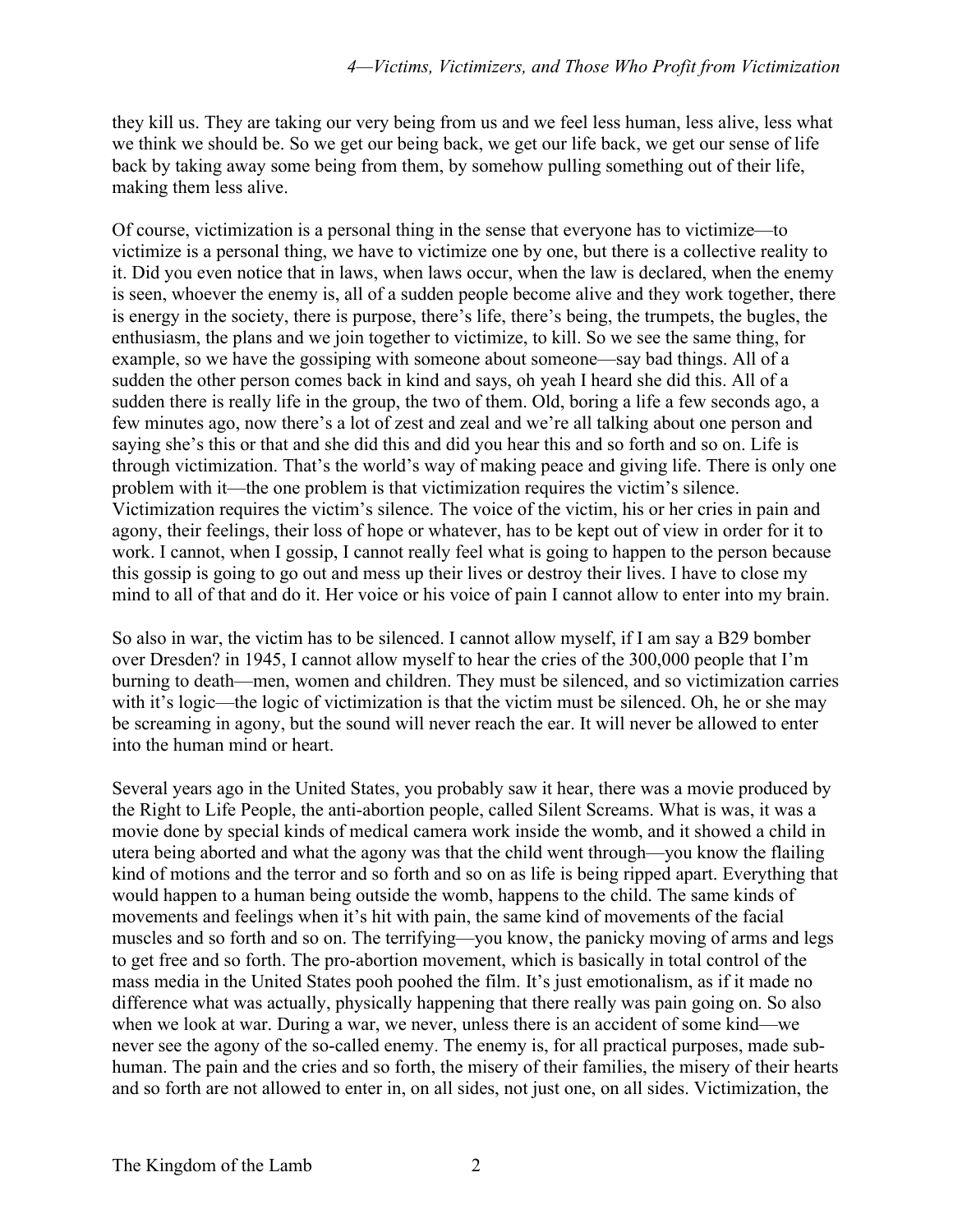they kill us. They are taking our very being from us and we feel less human, less alive, less what we think we should be. So we get our being back, we get our life back, we get our sense of life back by taking away some being from them, by somehow pulling something out of their life, making them less alive.

Of course, victimization is a personal thing in the sense that everyone has to victimize—to victimize is a personal thing, we have to victimize one by one, but there is a collective reality to it. Did you even notice that in laws, when laws occur, when the law is declared, when the enemy is seen, whoever the enemy is, all of a sudden people become alive and they work together, there is energy in the society, there is purpose, there's life, there's being, the trumpets, the bugles, the enthusiasm, the plans and we join together to victimize, to kill. So we see the same thing, for example, so we have the gossiping with someone about someone—say bad things. All of a sudden the other person comes back in kind and says, oh yeah I heard she did this. All of a sudden there is really life in the group, the two of them. Old, boring a life a few seconds ago, a few minutes ago, now there's a lot of zest and zeal and we're all talking about one person and saying she's this or that and she did this and did you hear this and so forth and so on. Life is through victimization. That's the world's way of making peace and giving life. There is only one problem with it—the one problem is that victimization requires the victim's silence. Victimization requires the victim's silence. The voice of the victim, his or her cries in pain and agony, their feelings, their loss of hope or whatever, has to be kept out of view in order for it to work. I cannot, when I gossip, I cannot really feel what is going to happen to the person because this gossip is going to go out and mess up their lives or destroy their lives. I have to close my mind to all of that and do it. Her voice or his voice of pain I cannot allow to enter into my brain.

So also in war, the victim has to be silenced. I cannot allow myself, if I am say a B29 bomber over Dresden? in 1945, I cannot allow myself to hear the cries of the 300,000 people that I'm burning to death—men, women and children. They must be silenced, and so victimization carries with it's logic—the logic of victimization is that the victim must be silenced. Oh, he or she may be screaming in agony, but the sound will never reach the ear. It will never be allowed to enter into the human mind or heart.

Several years ago in the United States, you probably saw it hear, there was a movie produced by the Right to Life People, the anti-abortion people, called Silent Screams. What is was, it was a movie done by special kinds of medical camera work inside the womb, and it showed a child in utera being aborted and what the agony was that the child went through—you know the flailing kind of motions and the terror and so forth and so on as life is being ripped apart. Everything that would happen to a human being outside the womb, happens to the child. The same kinds of movements and feelings when it's hit with pain, the same kind of movements of the facial muscles and so forth and so on. The terrifying—you know, the panicky moving of arms and legs to get free and so forth. The pro-abortion movement, which is basically in total control of the mass media in the United States pooh poohed the film. It's just emotionalism, as if it made no difference what was actually, physically happening that there really was pain going on. So also when we look at war. During a war, we never, unless there is an accident of some kind—we never see the agony of the so-called enemy. The enemy is, for all practical purposes, made sub-human. The pain and the cries and so forth, the misery of their families, the misery of their hearts and so forth are not allowed to enter in, on all sides, not just one, on all sides. Victimization, the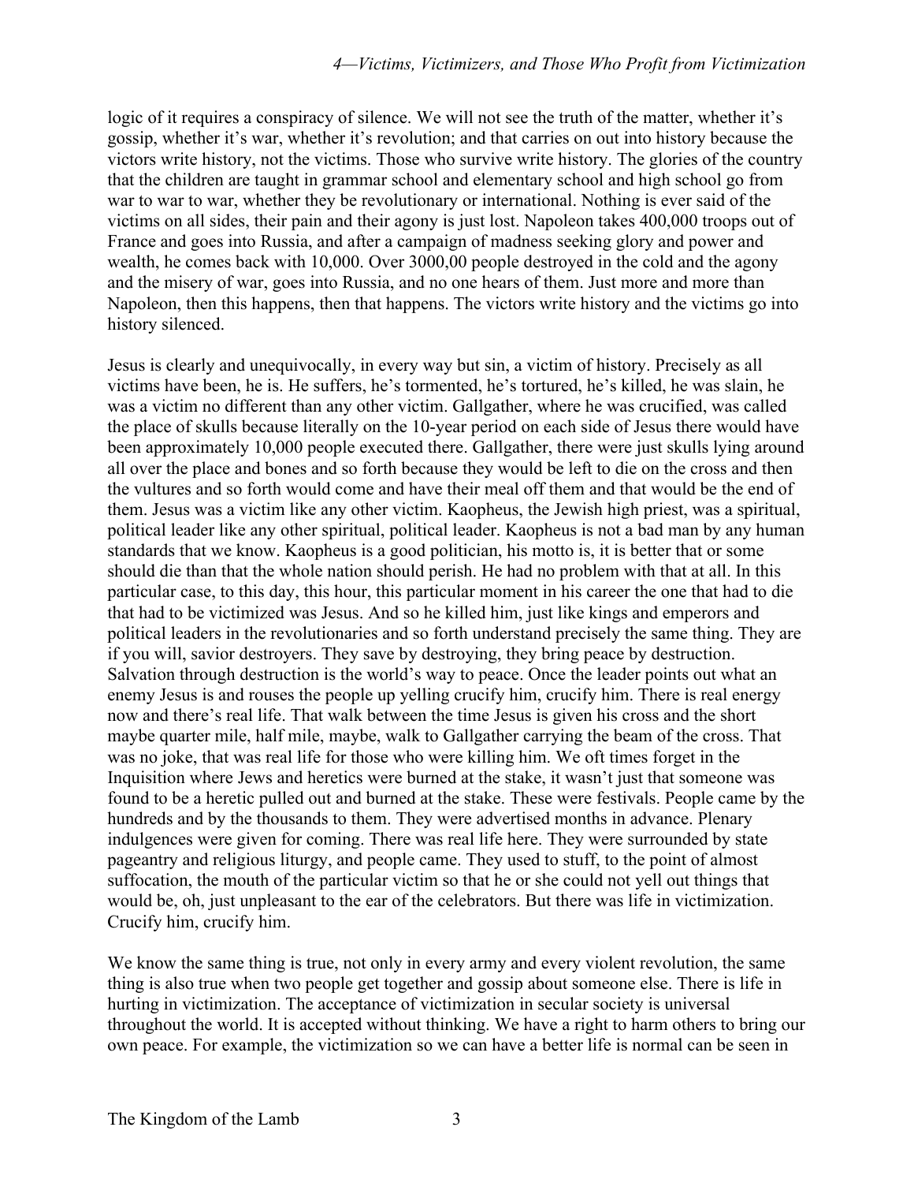logic of it requires a conspiracy of silence. We will not see the truth of the matter, whether it's gossip, whether it's war, whether it's revolution; and that carries on out into history because the victors write history, not the victims. Those who survive write history. The glories of the country that the children are taught in grammar school and elementary school and high school go from war to war to war, whether they be revolutionary or international. Nothing is ever said of the victims on all sides, their pain and their agony is just lost. Napoleon takes 400,000 troops out of France and goes into Russia, and after a campaign of madness seeking glory and power and wealth, he comes back with 10,000. Over 3000,00 people destroyed in the cold and the agony and the misery of war, goes into Russia, and no one hears of them. Just more and more than Napoleon, then this happens, then that happens. The victors write history and the victims go into history silenced.

Jesus is clearly and unequivocally, in every way but sin, a victim of history. Precisely as all victims have been, he is. He suffers, he's tormented, he's tortured, he's killed, he was slain, he was a victim no different than any other victim. Gallgather, where he was crucified, was called the place of skulls because literally on the 10-year period on each side of Jesus there would have been approximately 10,000 people executed there. Gallgather, there were just skulls lying around all over the place and bones and so forth because they would be left to die on the cross and then the vultures and so forth would come and have their meal off them and that would be the end of them. Jesus was a victim like any other victim. Kaopheus, the Jewish high priest, was a spiritual, political leader like any other spiritual, political leader. Kaopheus is not a bad man by any human standards that we know. Kaopheus is a good politician, his motto is, it is better that or some should die than that the whole nation should perish. He had no problem with that at all. In this particular case, to this day, this hour, this particular moment in his career the one that had to die that had to be victimized was Jesus. And so he killed him, just like kings and emperors and political leaders in the revolutionaries and so forth understand precisely the same thing. They are if you will, savior destroyers. They save by destroying, they bring peace by destruction. Salvation through destruction is the world's way to peace. Once the leader points out what an enemy Jesus is and rouses the people up yelling crucify him, crucify him. There is real energy now and there's real life. That walk between the time Jesus is given his cross and the short maybe quarter mile, half mile, maybe, walk to Gallgather carrying the beam of the cross. That was no joke, that was real life for those who were killing him. We oft times forget in the Inquisition where Jews and heretics were burned at the stake, it wasn't just that someone was found to be a heretic pulled out and burned at the stake. These were festivals. People came by the hundreds and by the thousands to them. They were advertised months in advance. Plenary indulgences were given for coming. There was real life here. They were surrounded by state pageantry and religious liturgy, and people came. They used to stuff, to the point of almost suffocation, the mouth of the particular victim so that he or she could not yell out things that would be, oh, just unpleasant to the ear of the celebrators. But there was life in victimization. Crucify him, crucify him.

We know the same thing is true, not only in every army and every violent revolution, the same thing is also true when two people get together and gossip about someone else. There is life in hurting in victimization. The acceptance of victimization in secular society is universal throughout the world. It is accepted without thinking. We have a right to harm others to bring our own peace. For example, the victimization so we can have a better life is normal can be seen in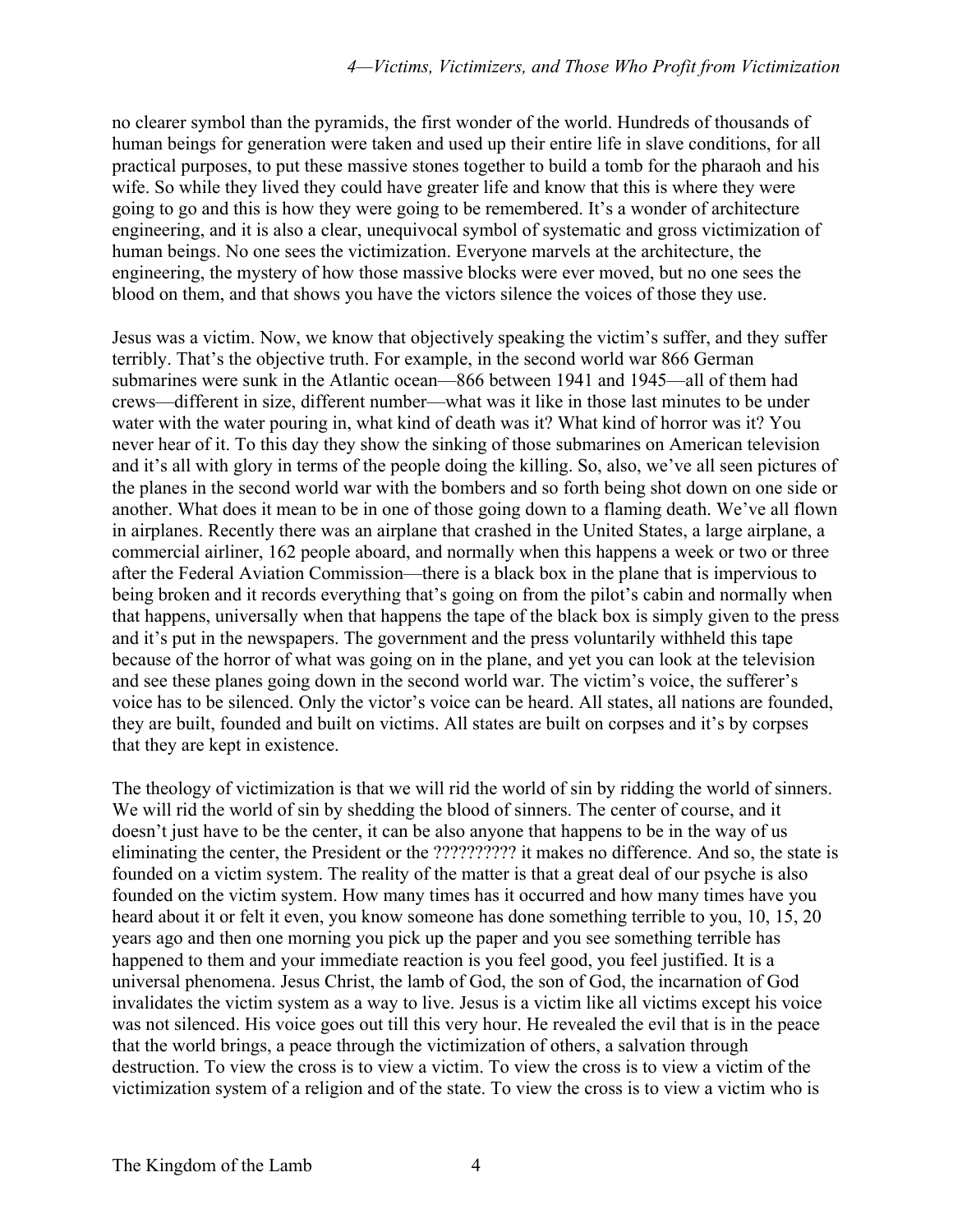no clearer symbol than the pyramids, the first wonder of the world. Hundreds of thousands of human beings for generation were taken and used up their entire life in slave conditions, for all practical purposes, to put these massive stones together to build a tomb for the pharaoh and his wife. So while they lived they could have greater life and know that this is where they were going to go and this is how they were going to be remembered. It's a wonder of architecture engineering, and it is also a clear, unequivocal symbol of systematic and gross victimization of human beings. No one sees the victimization. Everyone marvels at the architecture, the engineering, the mystery of how those massive blocks were ever moved, but no one sees the blood on them, and that shows you have the victors silence the voices of those they use.

Jesus was a victim. Now, we know that objectively speaking the victim's suffer, and they suffer terribly. That's the objective truth. For example, in the second world war 866 German submarines were sunk in the Atlantic ocean—866 between 1941 and 1945—all of them had crews—different in size, different number—what was it like in those last minutes to be under water with the water pouring in, what kind of death was it? What kind of horror was it? You never hear of it. To this day they show the sinking of those submarines on American television and it's all with glory in terms of the people doing the killing. So, also, we've all seen pictures of the planes in the second world war with the bombers and so forth being shot down on one side or another. What does it mean to be in one of those going down to a flaming death. We've all flown in airplanes. Recently there was an airplane that crashed in the United States, a large airplane, a commercial airliner, 162 people aboard, and normally when this happens a week or two or three after the Federal Aviation Commission—there is a black box in the plane that is impervious to being broken and it records everything that's going on from the pilot's cabin and normally when that happens, universally when that happens the tape of the black box is simply given to the press and it's put in the newspapers. The government and the press voluntarily withheld this tape because of the horror of what was going on in the plane, and yet you can look at the television and see these planes going down in the second world war. The victim's voice, the sufferer's voice has to be silenced. Only the victor's voice can be heard. All states, all nations are founded, they are built, founded and built on victims. All states are built on corpses and it's by corpses that they are kept in existence.

The theology of victimization is that we will rid the world of sin by ridding the world of sinners. We will rid the world of sin by shedding the blood of sinners. The center of course, and it doesn't just have to be the center, it can be also anyone that happens to be in the way of us eliminating the center, the President or the ?????????? it makes no difference. And so, the state is founded on a victim system. The reality of the matter is that a great deal of our psyche is also founded on the victim system. How many times has it occurred and how many times have you heard about it or felt it even, you know someone has done something terrible to you, 10, 15, 20 years ago and then one morning you pick up the paper and you see something terrible has happened to them and your immediate reaction is you feel good, you feel justified. It is a universal phenomena. Jesus Christ, the lamb of God, the son of God, the incarnation of God invalidates the victim system as a way to live. Jesus is a victim like all victims except his voice was not silenced. His voice goes out till this very hour. He revealed the evil that is in the peace that the world brings, a peace through the victimization of others, a salvation through destruction. To view the cross is to view a victim. To view the cross is to view a victim of the victimization system of a religion and of the state. To view the cross is to view a victim who is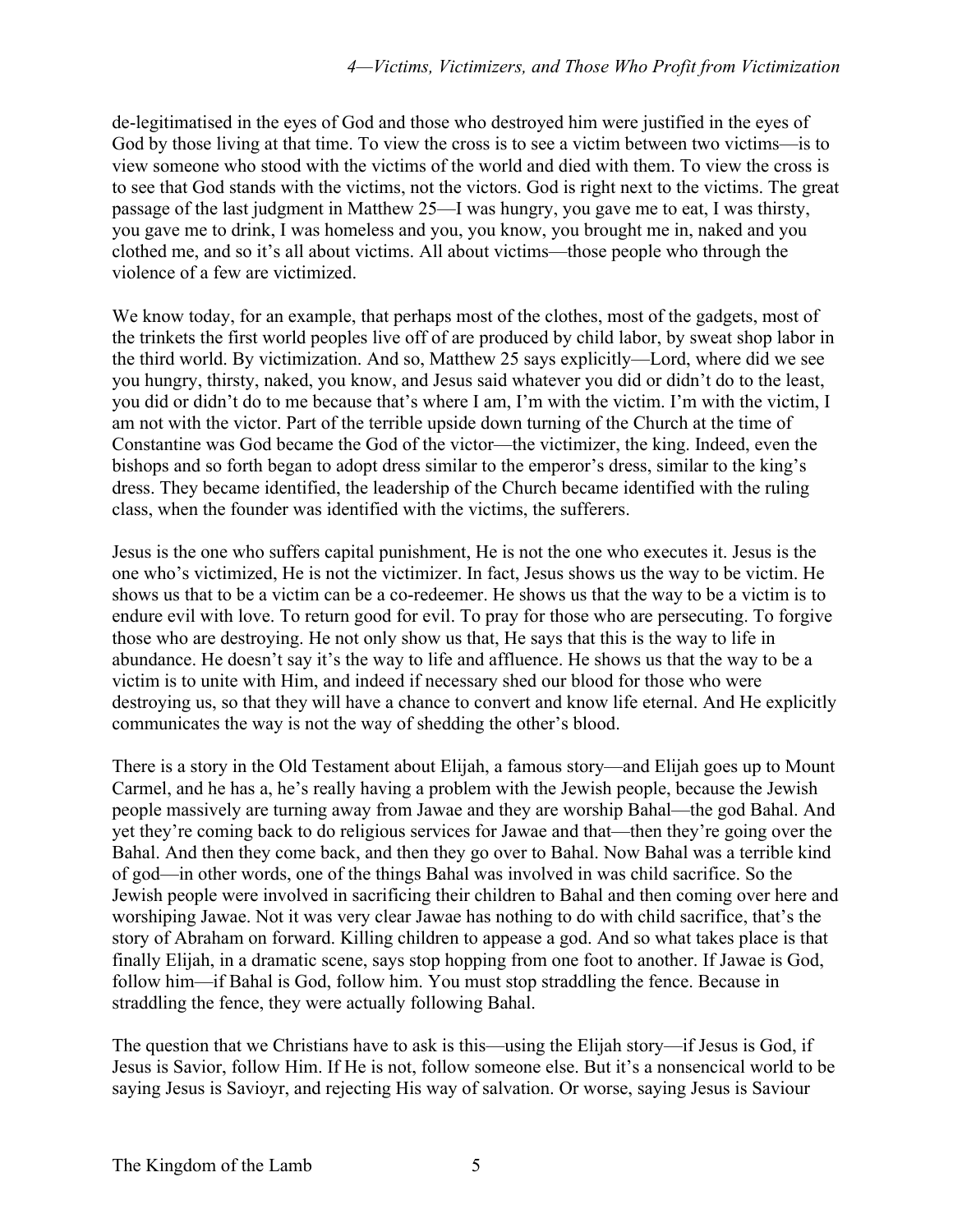de-legitimatised in the eyes of God and those who destroyed him were justified in the eyes of God by those living at that time. To view the cross is to see a victim between two victims—is to view someone who stood with the victims of the world and died with them. To view the cross is to see that God stands with the victims, not the victors. God is right next to the victims. The great passage of the last judgment in Matthew 25—I was hungry, you gave me to eat, I was thirsty, you gave me to drink, I was homeless and you, you know, you brought me in, naked and you clothed me, and so it's all about victims. All about victims—those people who through the violence of a few are victimized.

We know today, for an example, that perhaps most of the clothes, most of the gadgets, most of the trinkets the first world peoples live off of are produced by child labor, by sweat shop labor in the third world. By victimization. And so, Matthew 25 says explicitly—Lord, where did we see you hungry, thirsty, naked, you know, and Jesus said whatever you did or didn't do to the least, you did or didn't do to me because that's where I am, I'm with the victim. I'm with the victim, I am not with the victor. Part of the terrible upside down turning of the Church at the time of Constantine was God became the God of the victor—the victimizer, the king. Indeed, even the bishops and so forth began to adopt dress similar to the emperor's dress, similar to the king's dress. They became identified, the leadership of the Church became identified with the ruling class, when the founder was identified with the victims, the sufferers.

Jesus is the one who suffers capital punishment, He is not the one who executes it. Jesus is the one who's victimized, He is not the victimizer. In fact, Jesus shows us the way to be victim. He shows us that to be a victim can be a co-redeemer. He shows us that the way to be a victim is to endure evil with love. To return good for evil. To pray for those who are persecuting. To forgive those who are destroying. He not only show us that, He says that this is the way to life in abundance. He doesn't say it's the way to life and affluence. He shows us that the way to be a victim is to unite with Him, and indeed if necessary shed our blood for those who were destroying us, so that they will have a chance to convert and know life eternal. And He explicitly communicates the way is not the way of shedding the other's blood.

There is a story in the Old Testament about Elijah, a famous story—and Elijah goes up to Mount Carmel, and he has a, he's really having a problem with the Jewish people, because the Jewish people massively are turning away from Jawae and they are worship Bahal—the god Bahal. And yet they're coming back to do religious services for Jawae and that—then they're going over the Bahal. And then they come back, and then they go over to Bahal. Now Bahal was a terrible kind of god—in other words, one of the things Bahal was involved in was child sacrifice. So the Jewish people were involved in sacrificing their children to Bahal and then coming over here and worshiping Jawae. Not it was very clear Jawae has nothing to do with child sacrifice, that's the story of Abraham on forward. Killing children to appease a god. And so what takes place is that finally Elijah, in a dramatic scene, says stop hopping from one foot to another. If Jawae is God, follow him—if Bahal is God, follow him. You must stop straddling the fence. Because in straddling the fence, they were actually following Bahal.

The question that we Christians have to ask is this—using the Elijah story—if Jesus is God, if Jesus is Savior, follow Him. If He is not, follow someone else. But it's a nonsencical world to be saying Jesus is Savioyr, and rejecting His way of salvation. Or worse, saying Jesus is Saviour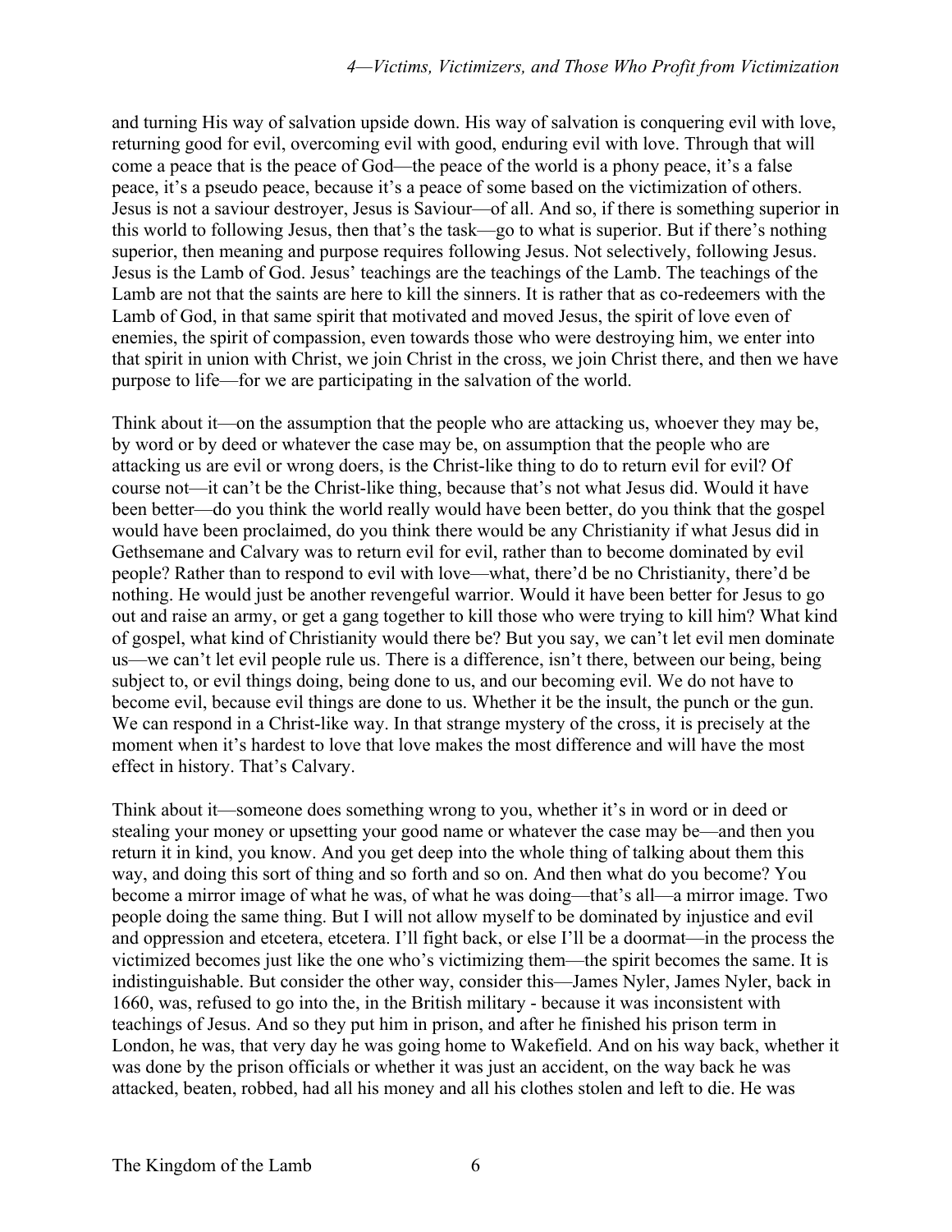and turning His way of salvation upside down. His way of salvation is conquering evil with love, returning good for evil, overcoming evil with good, enduring evil with love. Through that will come a peace that is the peace of God—the peace of the world is a phony peace, it's a false peace, it's a pseudo peace, because it's a peace of some based on the victimization of others. Jesus is not a saviour destroyer, Jesus is Saviour—of all. And so, if there is something superior in this world to following Jesus, then that's the task—go to what is superior. But if there's nothing superior, then meaning and purpose requires following Jesus. Not selectively, following Jesus. Jesus is the Lamb of God. Jesus' teachings are the teachings of the Lamb. The teachings of the Lamb are not that the saints are here to kill the sinners. It is rather that as co-redeemers with the Lamb of God, in that same spirit that motivated and moved Jesus, the spirit of love even of enemies, the spirit of compassion, even towards those who were destroying him, we enter into that spirit in union with Christ, we join Christ in the cross, we join Christ there, and then we have purpose to life—for we are participating in the salvation of the world.

Think about it—on the assumption that the people who are attacking us, whoever they may be, by word or by deed or whatever the case may be, on assumption that the people who are attacking us are evil or wrong doers, is the Christ-like thing to do to return evil for evil? Of course not—it can't be the Christ-like thing, because that's not what Jesus did. Would it have been better—do you think the world really would have been better, do you think that the gospel would have been proclaimed, do you think there would be any Christianity if what Jesus did in Gethsemane and Calvary was to return evil for evil, rather than to become dominated by evil people? Rather than to respond to evil with love—what, there'd be no Christianity, there'd be nothing. He would just be another revengeful warrior. Would it have been better for Jesus to go out and raise an army, or get a gang together to kill those who were trying to kill him? What kind of gospel, what kind of Christianity would there be? But you say, we can't let evil men dominate us—we can't let evil people rule us. There is a difference, isn't there, between our being, being subject to, or evil things doing, being done to us, and our becoming evil. We do not have to become evil, because evil things are done to us. Whether it be the insult, the punch or the gun. We can respond in a Christ-like way. In that strange mystery of the cross, it is precisely at the moment when it's hardest to love that love makes the most difference and will have the most effect in history. That's Calvary.

Think about it—someone does something wrong to you, whether it's in word or in deed or stealing your money or upsetting your good name or whatever the case may be—and then you return it in kind, you know. And you get deep into the whole thing of talking about them this way, and doing this sort of thing and so forth and so on. And then what do you become? You become a mirror image of what he was, of what he was doing—that's all—a mirror image. Two people doing the same thing. But I will not allow myself to be dominated by injustice and evil and oppression and etcetera, etcetera. I'll fight back, or else I'll be a doormat—in the process the victimized becomes just like the one who's victimizing them—the spirit becomes the same. It is indistinguishable. But consider the other way, consider this—James Nyler, James Nyler, back in 1660, was, refused to go into the, in the British military - because it was inconsistent with teachings of Jesus. And so they put him in prison, and after he finished his prison term in London, he was, that very day he was going home to Wakefield. And on his way back, whether it was done by the prison officials or whether it was just an accident, on the way back he was attacked, beaten, robbed, had all his money and all his clothes stolen and left to die. He was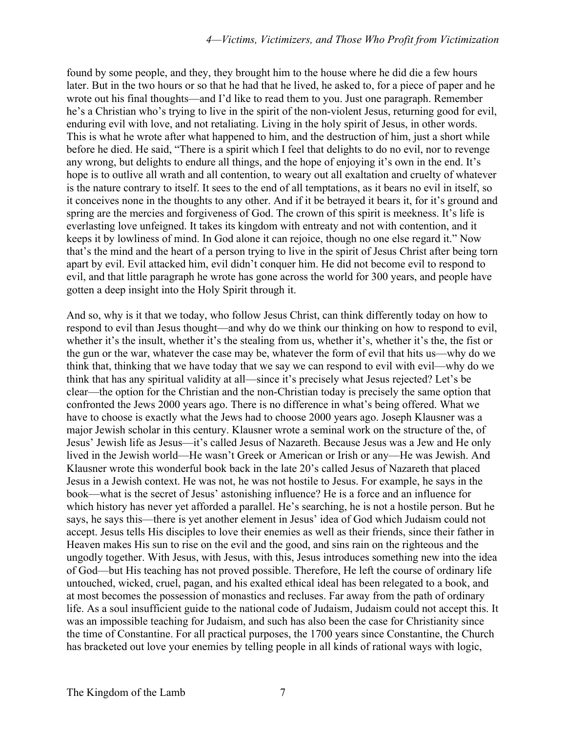found by some people, and they, they brought him to the house where he did die a few hours later. But in the two hours or so that he had that he lived, he asked to, for a piece of paper and he wrote out his final thoughts—and I'd like to read them to you. Just one paragraph. Remember he's a Christian who's trying to live in the spirit of the non-violent Jesus, returning good for evil, enduring evil with love, and not retaliating. Living in the holy spirit of Jesus, in other words. This is what he wrote after what happened to him, and the destruction of him, just a short while before he died. He said, "There is a spirit which I feel that delights to do no evil, nor to revenge any wrong, but delights to endure all things, and the hope of enjoying it's own in the end. It's hope is to outlive all wrath and all contention, to weary out all exaltation and cruelty of whatever is the nature contrary to itself. It sees to the end of all temptations, as it bears no evil in itself, so it conceives none in the thoughts to any other. And if it be betrayed it bears it, for it's ground and spring are the mercies and forgiveness of God. The crown of this spirit is meekness. It's life is everlasting love unfeigned. It takes its kingdom with entreaty and not with contention, and it keeps it by lowliness of mind. In God alone it can rejoice, though no one else regard it." Now that's the mind and the heart of a person trying to live in the spirit of Jesus Christ after being torn apart by evil. Evil attacked him, evil didn't conquer him. He did not become evil to respond to evil, and that little paragraph he wrote has gone across the world for 300 years, and people have gotten a deep insight into the Holy Spirit through it.

And so, why is it that we today, who follow Jesus Christ, can think differently today on how to respond to evil than Jesus thought—and why do we think our thinking on how to respond to evil, whether it's the insult, whether it's the stealing from us, whether it's, whether it's the, the fist or the gun or the war, whatever the case may be, whatever the form of evil that hits us—why do we think that, thinking that we have today that we say we can respond to evil with evil—why do we think that has any spiritual validity at all—since it's precisely what Jesus rejected? Let's be clear—the option for the Christian and the non-Christian today is precisely the same option that confronted the Jews 2000 years ago. There is no difference in what's being offered. What we have to choose is exactly what the Jews had to choose 2000 years ago. Joseph Klausner was a major Jewish scholar in this century. Klausner wrote a seminal work on the structure of the, of Jesus' Jewish life as Jesus—it's called Jesus of Nazareth. Because Jesus was a Jew and He only lived in the Jewish world—He wasn't Greek or American or Irish or any—He was Jewish. And Klausner wrote this wonderful book back in the late 20's called Jesus of Nazareth that placed Jesus in a Jewish context. He was not, he was not hostile to Jesus. For example, he says in the book—what is the secret of Jesus' astonishing influence? He is a force and an influence for which history has never yet afforded a parallel. He's searching, he is not a hostile person. But he says, he says this—there is yet another element in Jesus' idea of God which Judaism could not accept. Jesus tells His disciples to love their enemies as well as their friends, since their father in Heaven makes His sun to rise on the evil and the good, and sins rain on the righteous and the ungodly together. With Jesus, with Jesus, with this, Jesus introduces something new into the idea of God—but His teaching has not proved possible. Therefore, He left the course of ordinary life untouched, wicked, cruel, pagan, and his exalted ethical ideal has been relegated to a book, and at most becomes the possession of monastics and recluses. Far away from the path of ordinary life. As a soul insufficient guide to the national code of Judaism, Judaism could not accept this. It was an impossible teaching for Judaism, and such has also been the case for Christianity since the time of Constantine. For all practical purposes, the 1700 years since Constantine, the Church has bracketed out love your enemies by telling people in all kinds of rational ways with logic,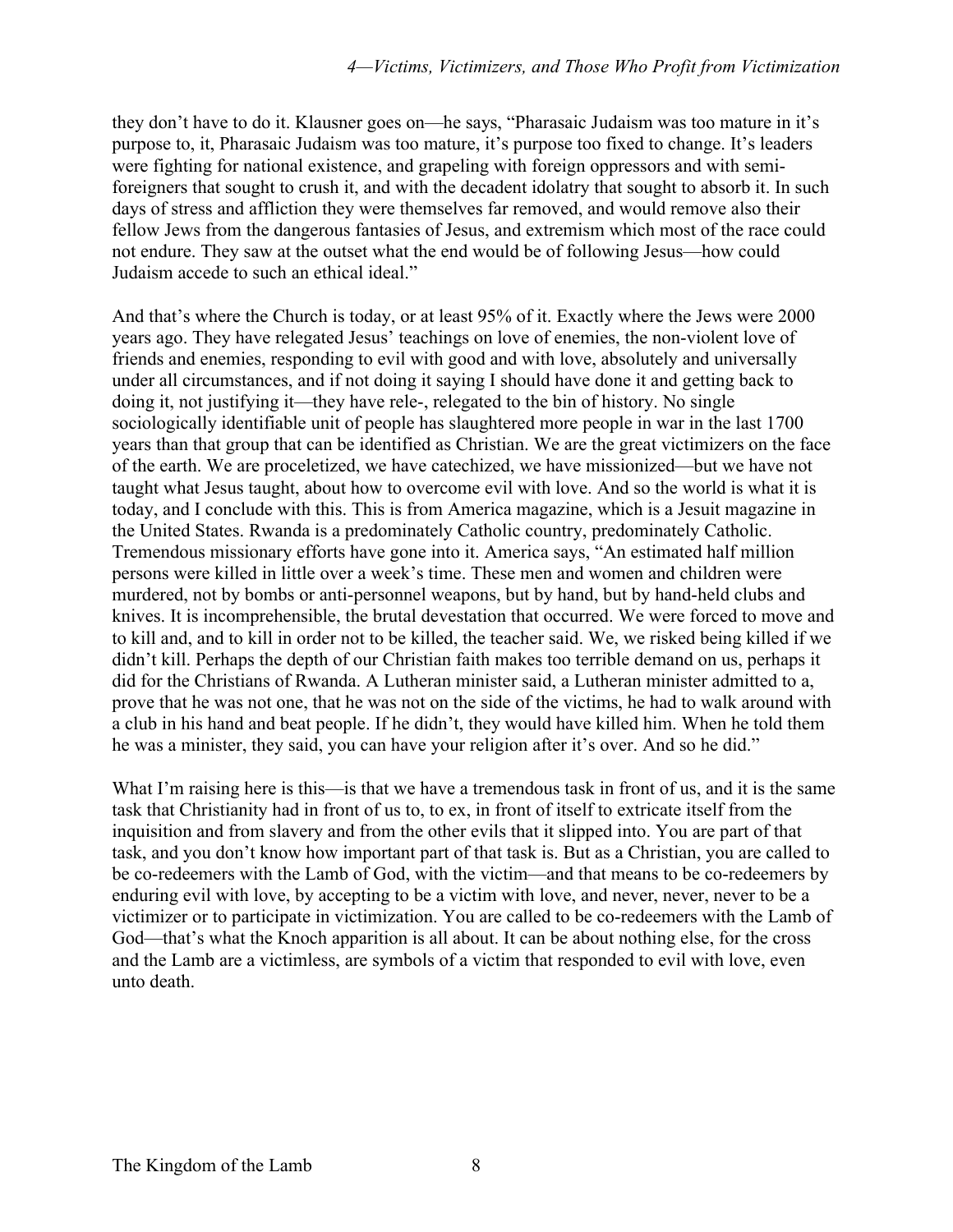they don't have to do it. Klausner goes on—he says, "Pharasaic Judaism was too mature in it's purpose to, it, Pharasaic Judaism was too mature, it's purpose too fixed to change. It's leaders were fighting for national existence, and grapeling with foreign oppressors and with semi-foreigners that sought to crush it, and with the decadent idolatry that sought to absorb it. In such days of stress and affliction they were themselves far removed, and would remove also their fellow Jews from the dangerous fantasies of Jesus, and extremism which most of the race could not endure. They saw at the outset what the end would be of following Jesus—how could Judaism accede to such an ethical ideal."

And that's where the Church is today, or at least 95% of it. Exactly where the Jews were 2000 years ago. They have relegated Jesus' teachings on love of enemies, the non-violent love of friends and enemies, responding to evil with good and with love, absolutely and universally under all circumstances, and if not doing it saying I should have done it and getting back to doing it, not justifying it—they have rele-, relegated to the bin of history. No single sociologically identifiable unit of people has slaughtered more people in war in the last 1700 years than that group that can be identified as Christian. We are the great victimizers on the face of the earth. We are proceletized, we have catechized, we have missionized—but we have not taught what Jesus taught, about how to overcome evil with love. And so the world is what it is today, and I conclude with this. This is from America magazine, which is a Jesuit magazine in the United States. Rwanda is a predominately Catholic country, predominately Catholic. Tremendous missionary efforts have gone into it. America says, "An estimated half million persons were killed in little over a week's time. These men and women and children were murdered, not by bombs or anti-personnel weapons, but by hand, but by hand-held clubs and knives. It is incomprehensible, the brutal devestation that occurred. We were forced to move and to kill and, and to kill in order not to be killed, the teacher said. We, we risked being killed if we didn't kill. Perhaps the depth of our Christian faith makes too terrible demand on us, perhaps it did for the Christians of Rwanda. A Lutheran minister said, a Lutheran minister admitted to a, prove that he was not one, that he was not on the side of the victims, he had to walk around with a club in his hand and beat people. If he didn't, they would have killed him. When he told them he was a minister, they said, you can have your religion after it's over. And so he did."

What I'm raising here is this—is that we have a tremendous task in front of us, and it is the same task that Christianity had in front of us to, to ex, in front of itself to extricate itself from the inquisition and from slavery and from the other evils that it slipped into. You are part of that task, and you don't know how important part of that task is. But as a Christian, you are called to be co-redeemers with the Lamb of God, with the victim—and that means to be co-redeemers by enduring evil with love, by accepting to be a victim with love, and never, never, never to be a victimizer or to participate in victimization. You are called to be co-redeemers with the Lamb of God—that's what the Knoch apparition is all about. It can be about nothing else, for the cross and the Lamb are a victimless, are symbols of a victim that responded to evil with love, even unto death.